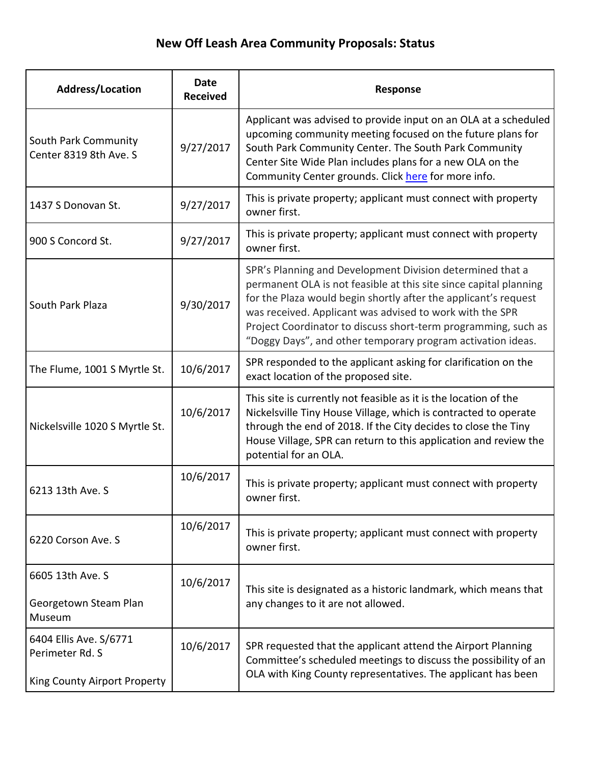# New Off Leash Area Community Proposals: Status

| Address/Location | Date Received | Response |
|---|---|---|
| South Park Community Center 8319 8th Ave. S | 9/27/2017 | Applicant was advised to provide input on an OLA at a scheduled upcoming community meeting focused on the future plans for South Park Community Center. The South Park Community Center Site Wide Plan includes plans for a new OLA on the Community Center grounds. Click here for more info. |
| 1437 S Donovan St. | 9/27/2017 | This is private property; applicant must connect with property owner first. |
| 900 S Concord St. | 9/27/2017 | This is private property; applicant must connect with property owner first. |
| South Park Plaza | 9/30/2017 | SPR's Planning and Development Division determined that a permanent OLA is not feasible at this site since capital planning for the Plaza would begin shortly after the applicant's request was received. Applicant was advised to work with the SPR Project Coordinator to discuss short-term programming, such as "Doggy Days", and other temporary program activation ideas. |
| The Flume, 1001 S Myrtle St. | 10/6/2017 | SPR responded to the applicant asking for clarification on the exact location of the proposed site. |
| Nickelsville 1020 S Myrtle St. | 10/6/2017 | This site is currently not feasible as it is the location of the Nickelsville Tiny House Village, which is contracted to operate through the end of 2018. If the City decides to close the Tiny House Village, SPR can return to this application and review the potential for an OLA. |
| 6213 13th Ave. S | 10/6/2017 | This is private property; applicant must connect with property owner first. |
| 6220 Corson Ave. S | 10/6/2017 | This is private property; applicant must connect with property owner first. |
| 6605 13th Ave. S<br><br>Georgetown Steam Plan Museum | 10/6/2017 | This site is designated as a historic landmark, which means that any changes to it are not allowed. |
| 6404 Ellis Ave. S/6771 Perimeter Rd. S<br><br>King County Airport Property | 10/6/2017 | SPR requested that the applicant attend the Airport Planning Committee's scheduled meetings to discuss the possibility of an OLA with King County representatives. The applicant has been |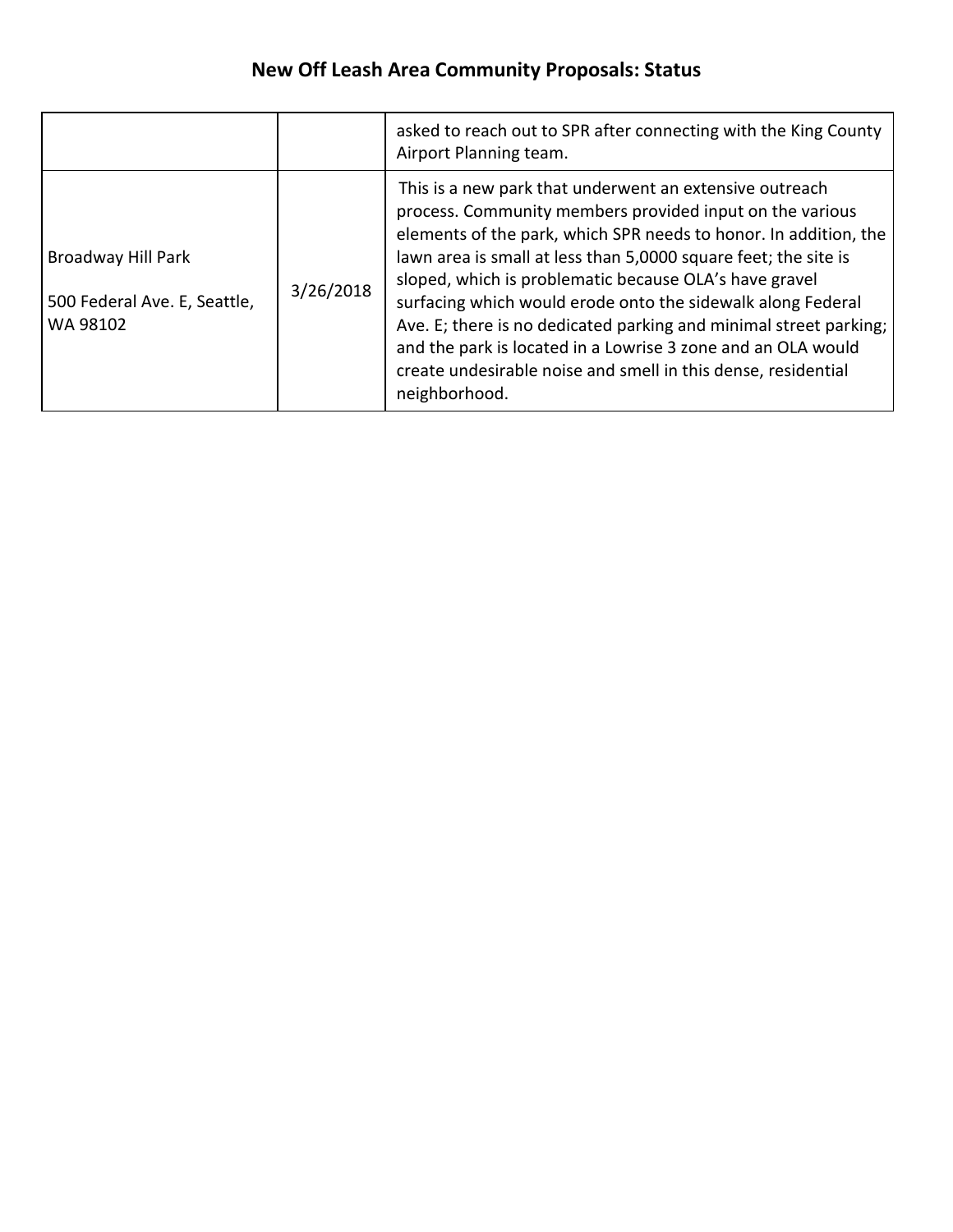## New Off Leash Area Community Proposals: Status

| | | |
|---|---|---|
| | | asked to reach out to SPR after connecting with the King County Airport Planning team. |
| Broadway Hill Park<br><br>500 Federal Ave. E, Seattle, WA 98102 | 3/26/2018 | This is a new park that underwent an extensive outreach process. Community members provided input on the various elements of the park, which SPR needs to honor. In addition, the lawn area is small at less than 5,0000 square feet; the site is sloped, which is problematic because OLA's have gravel surfacing which would erode onto the sidewalk along Federal Ave. E; there is no dedicated parking and minimal street parking; and the park is located in a Lowrise 3 zone and an OLA would create undesirable noise and smell in this dense, residential neighborhood. |